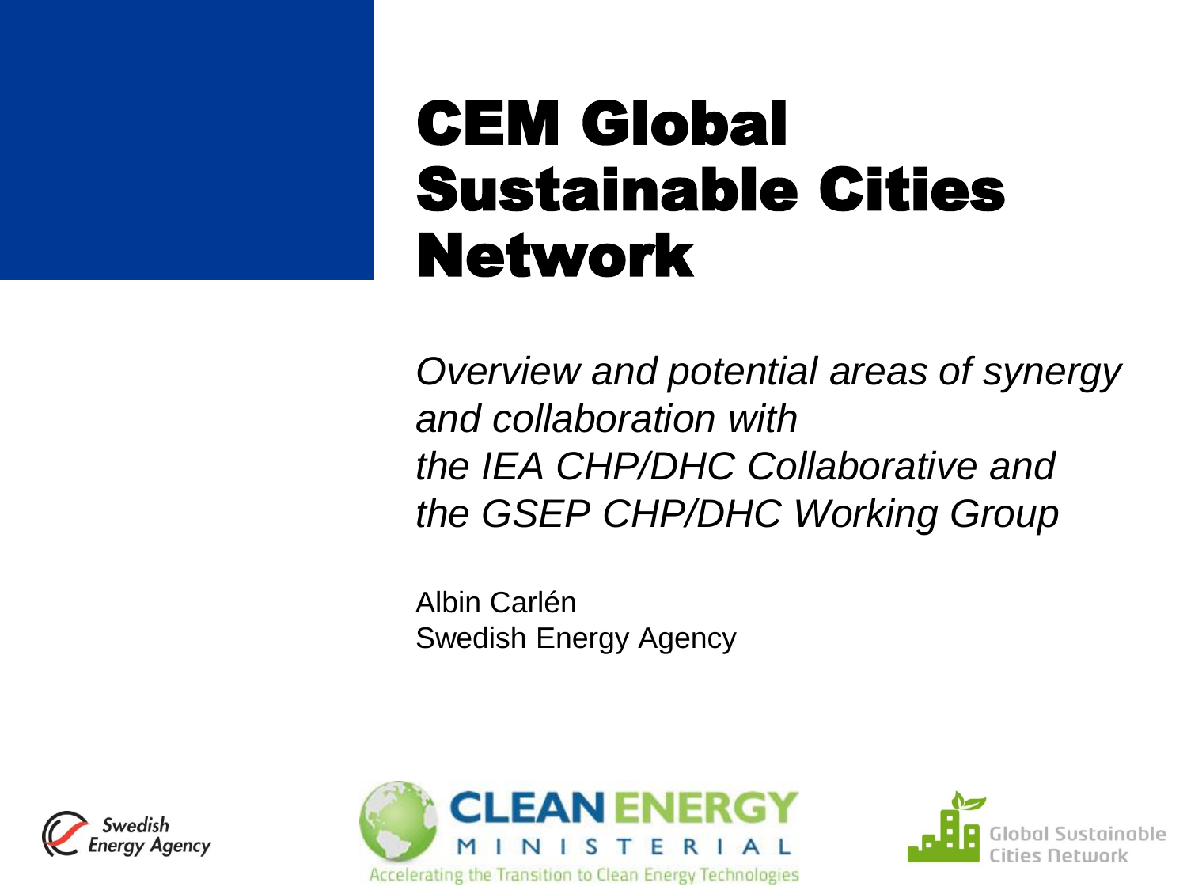# CEM Global Sustainable Cities Network

*Overview and potential areas of synergy and collaboration with the IEA CHP/DHC Collaborative and the GSEP CHP/DHC Working Group*

Albin Carlén
Swedish Energy Agency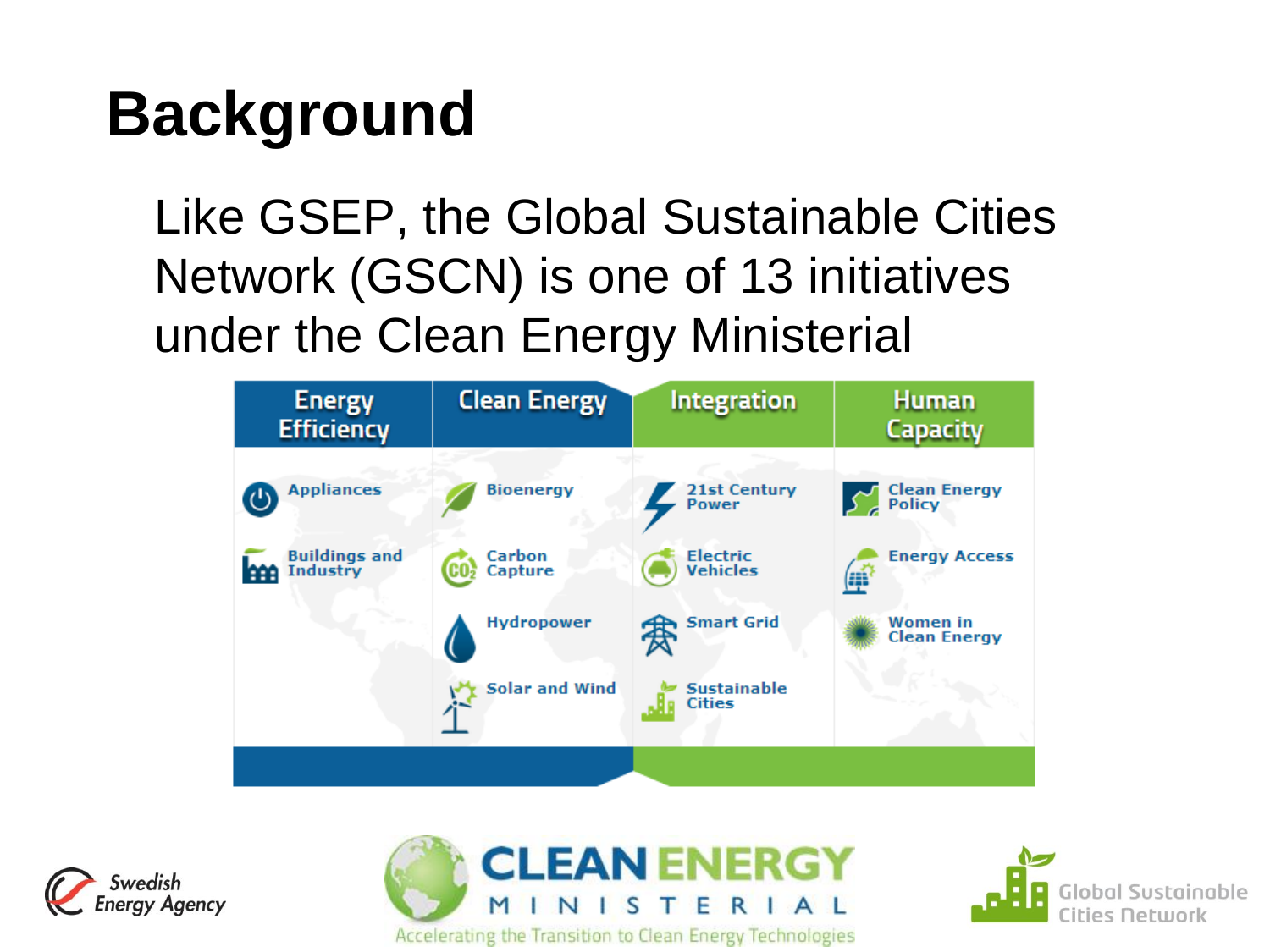# Background

Like GSEP, the Global Sustainable Cities Network (GSCN) is one of 13 initiatives under the Clean Energy Ministerial

| Energy Efficiency | Clean Energy | Integration | Human Capacity |
|---|---|---|---|
| Appliances | Bioenergy | 21st Century Power | Clean Energy Policy |
| Buildings and Industry | Carbon Capture | Electric Vehicles | Energy Access |
| | Hydropower | Smart Grid | Women in Clean Energy |
| | Solar and Wind | Sustainable Cities | |

Swedish Energy Agency

CLEAN ENERGY MINISTERIAL
Accelerating the Transition to Clean Energy Technologies

Global Sustainable Cities Network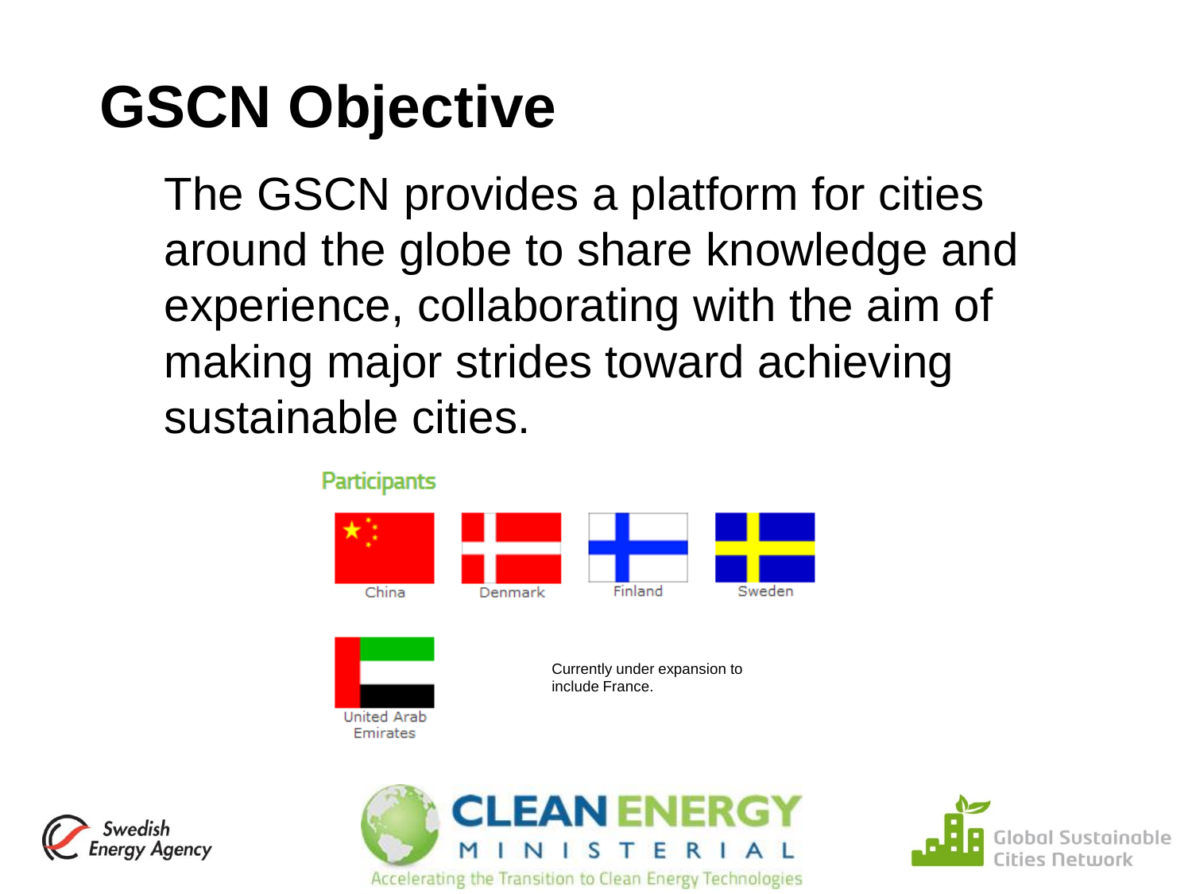# GSCN Objective

The GSCN provides a platform for cities around the globe to share knowledge and experience, collaborating with the aim of making major strides toward achieving sustainable cities.

**Participants**

China

Denmark

Finland

Sweden

United Arab Emirates

Currently under expansion to include France.

Swedish Energy Agency

CLEAN ENERGY MINISTERIAL

Accelerating the Transition to Clean Energy Technologies

Global Sustainable Cities Network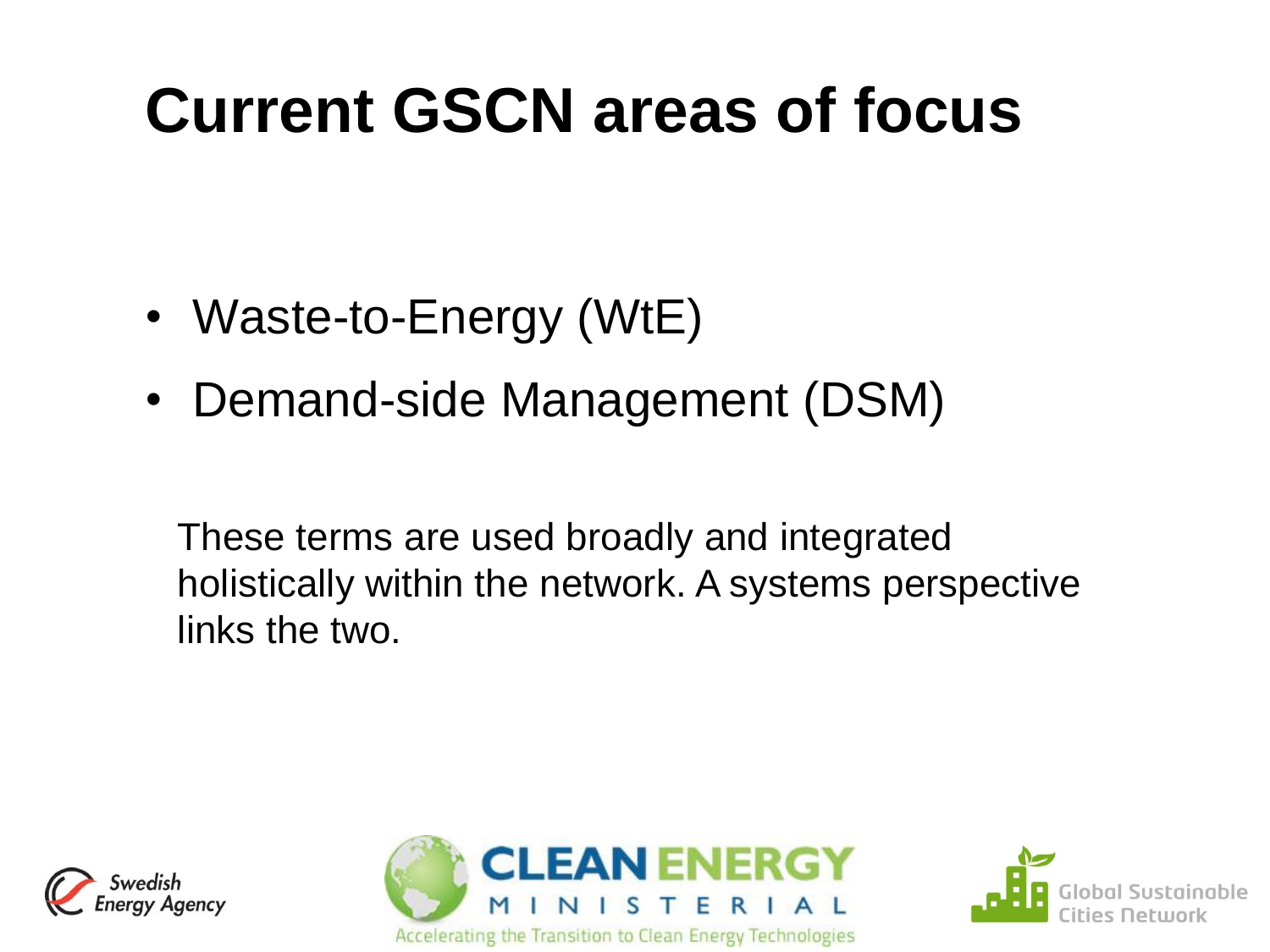# Current GSCN areas of focus

- Waste-to-Energy (WtE)
- Demand-side Management (DSM)

These terms are used broadly and integrated holistically within the network. A systems perspective links the two.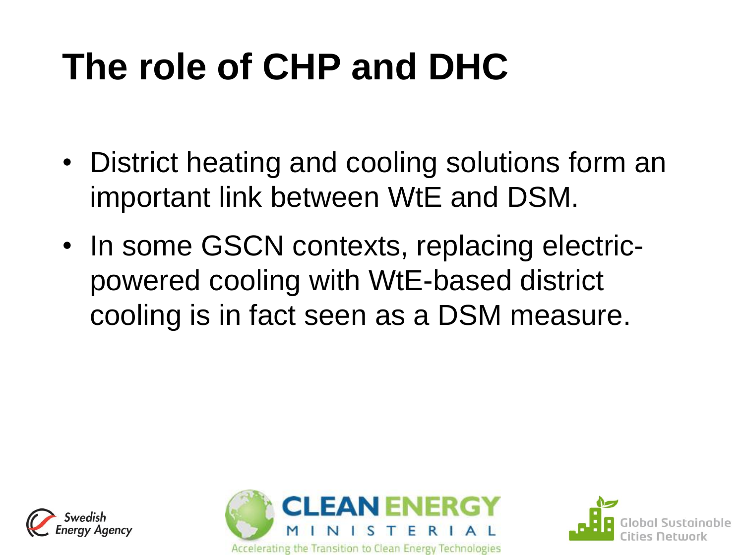# The role of CHP and DHC

- District heating and cooling solutions form an important link between WtE and DSM.
- In some GSCN contexts, replacing electric-powered cooling with WtE-based district cooling is in fact seen as a DSM measure.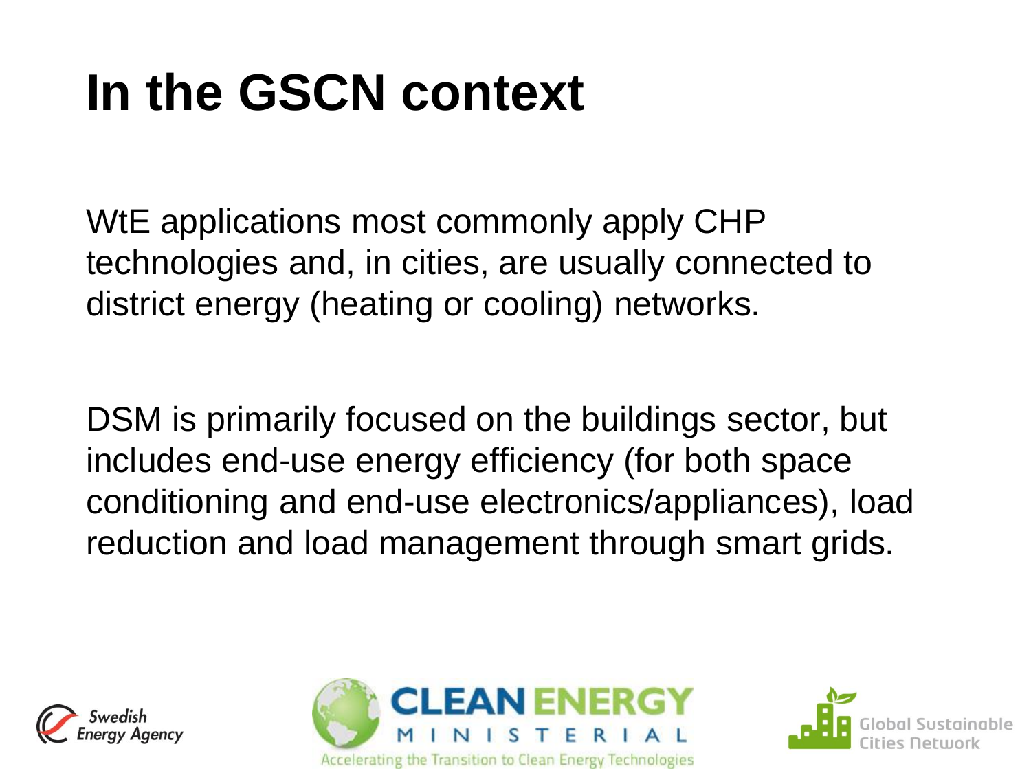# In the GSCN context

WtE applications most commonly apply CHP technologies and, in cities, are usually connected to district energy (heating or cooling) networks.

DSM is primarily focused on the buildings sector, but includes end-use energy efficiency (for both space conditioning and end-use electronics/appliances), load reduction and load management through smart grids.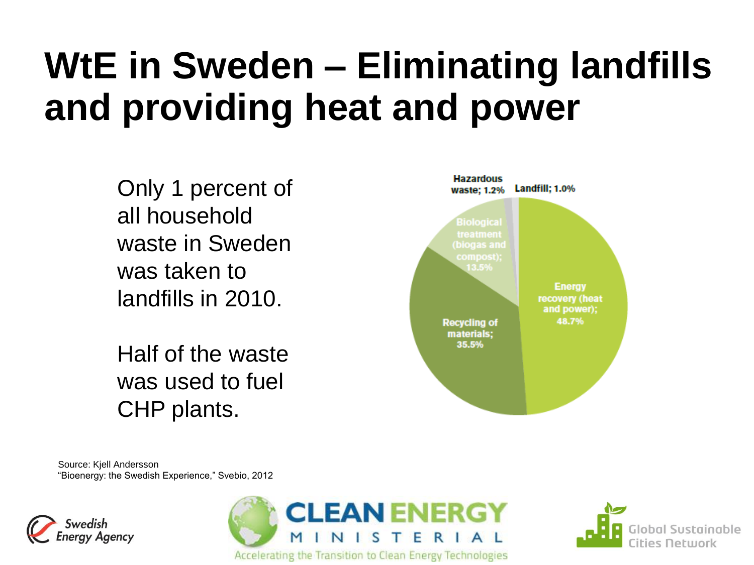# WtE in Sweden – Eliminating landfills and providing heat and power

Only 1 percent of all household waste in Sweden was taken to landfills in 2010.

Half of the waste was used to fuel CHP plants.

Hazardous waste; 1.2%
Landfill; 1.0%
Biological treatment (biogas and compost); 13.5%
Energy recovery (heat and power); 48.7%
Recycling of materials; 35.5%

Source: Kjell Andersson
"Bioenergy: the Swedish Experience," Svebio, 2012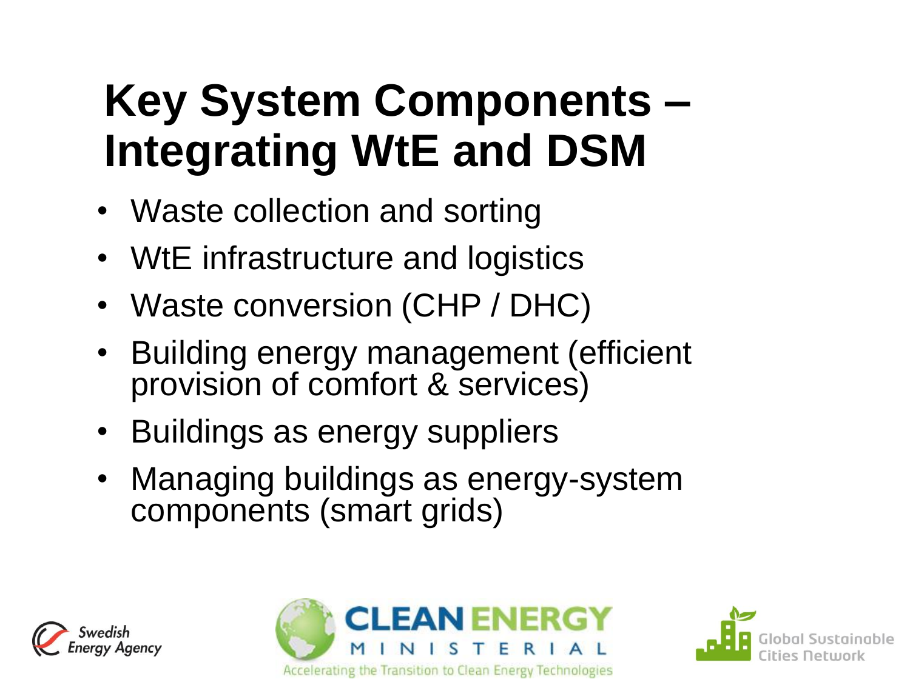# Key System Components – Integrating WtE and DSM

- Waste collection and sorting
- WtE infrastructure and logistics
- Waste conversion (CHP / DHC)
- Building energy management (efficient provision of comfort & services)
- Buildings as energy suppliers
- Managing buildings as energy-system components (smart grids)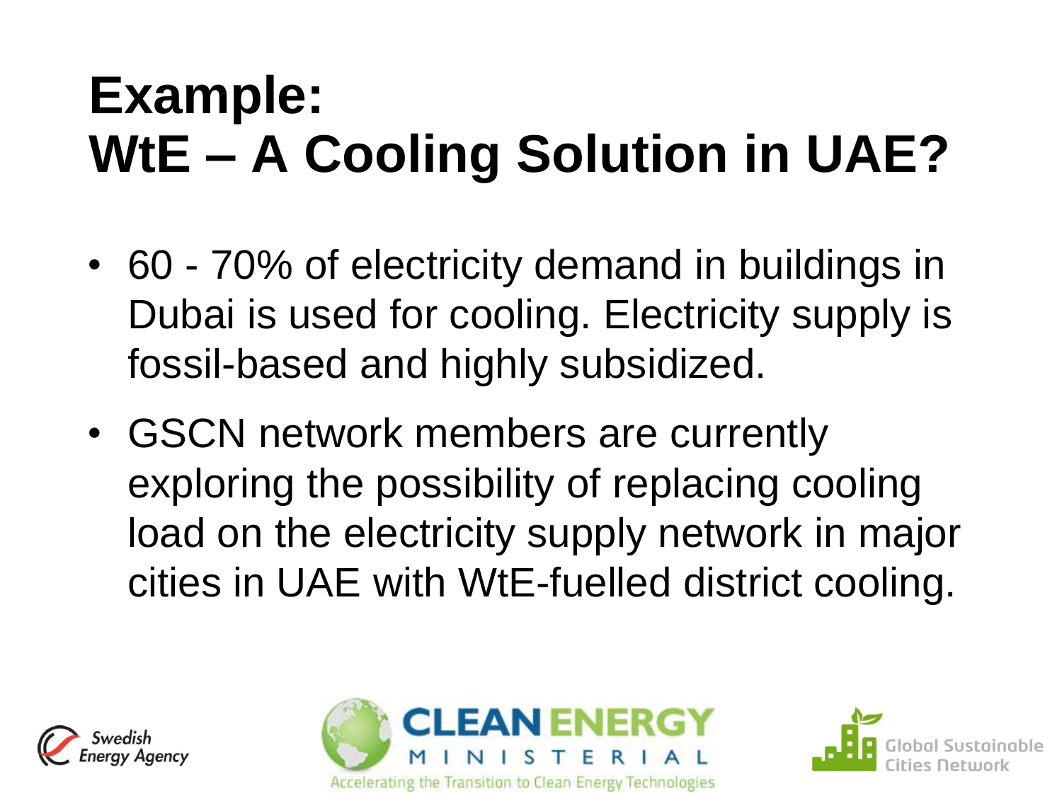# Example:
# WtE – A Cooling Solution in UAE?

- 60 - 70% of electricity demand in buildings in Dubai is used for cooling. Electricity supply is fossil-based and highly subsidized.
- GSCN network members are currently exploring the possibility of replacing cooling load on the electricity supply network in major cities in UAE with WtE-fuelled district cooling.

Swedish Energy Agency

CLEAN ENERGY MINISTERIAL
Accelerating the Transition to Clean Energy Technologies

Global Sustainable Cities Network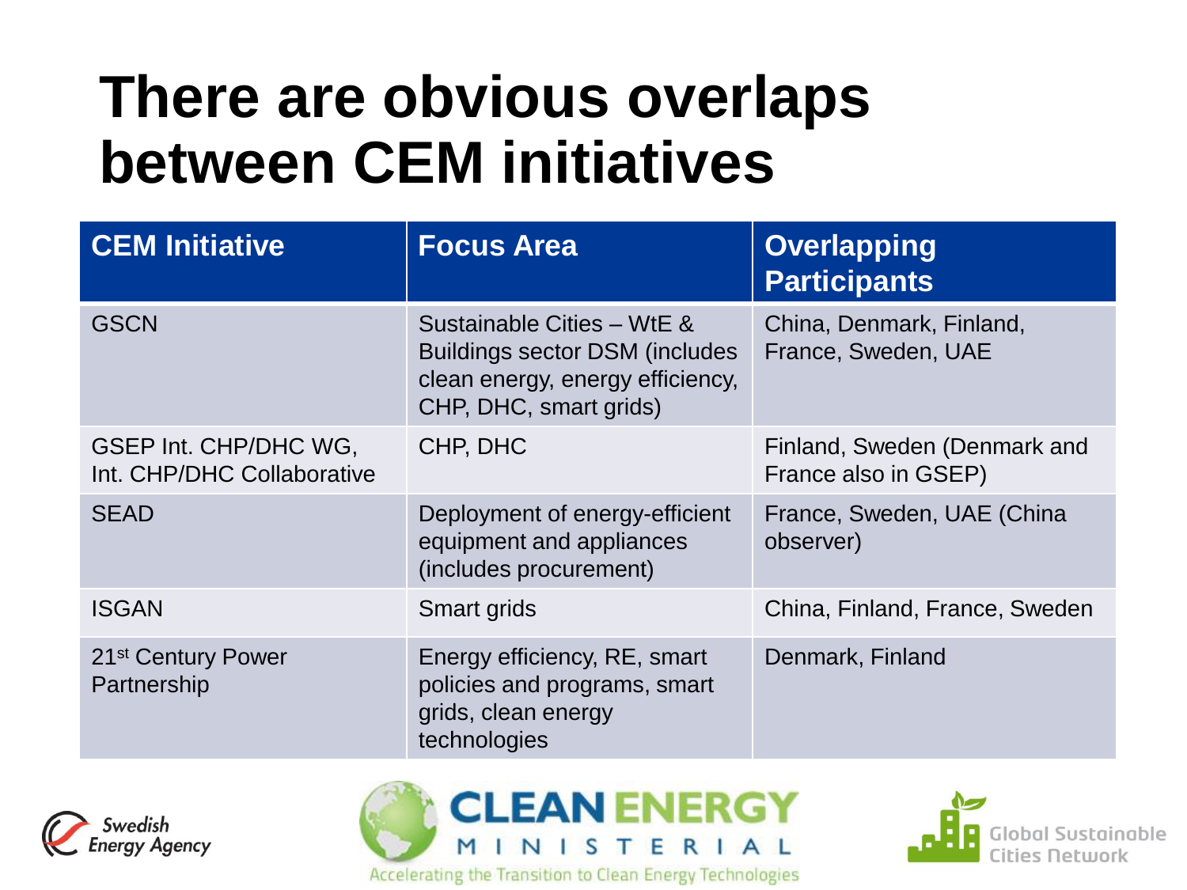# There are obvious overlaps between CEM initiatives

| CEM Initiative | Focus Area | Overlapping Participants |
| --- | --- | --- |
| GSCN | Sustainable Cities – WtE & Buildings sector DSM (includes clean energy, energy efficiency, CHP, DHC, smart grids) | China, Denmark, Finland, France, Sweden, UAE |
| GSEP Int. CHP/DHC WG, Int. CHP/DHC Collaborative | CHP, DHC | Finland, Sweden (Denmark and France also in GSEP) |
| SEAD | Deployment of energy-efficient equipment and appliances (includes procurement) | France, Sweden, UAE (China observer) |
| ISGAN | Smart grids | China, Finland, France, Sweden |
| 21st Century Power Partnership | Energy efficiency, RE, smart policies and programs, smart grids, clean energy technologies | Denmark, Finland |

Swedish Energy Agency

CLEAN ENERGY MINISTERIAL
Accelerating the Transition to Clean Energy Technologies

Global Sustainable Cities Network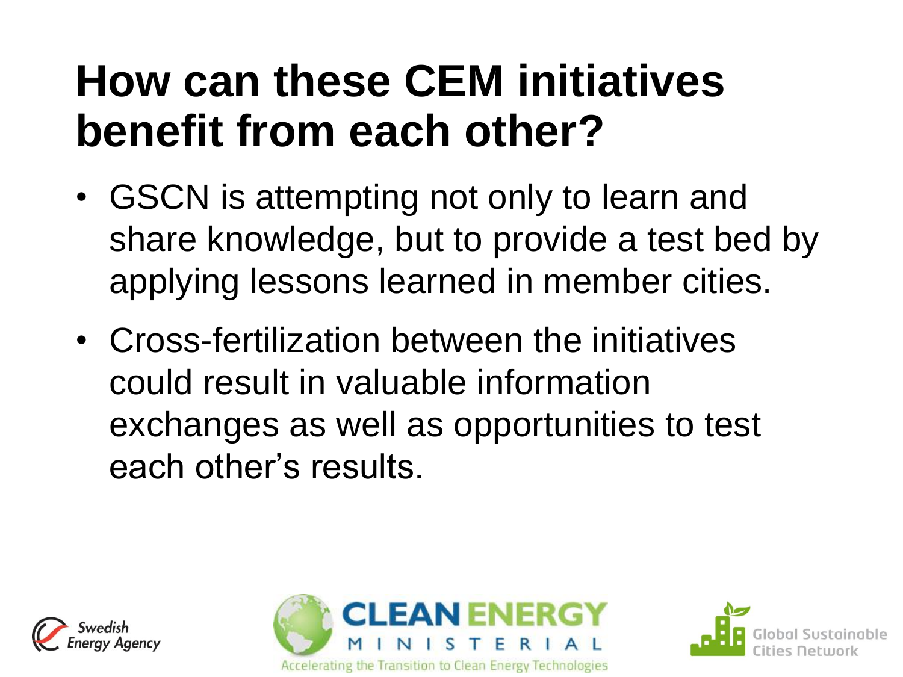# How can these CEM initiatives benefit from each other?

- GSCN is attempting not only to learn and share knowledge, but to provide a test bed by applying lessons learned in member cities.
- Cross-fertilization between the initiatives could result in valuable information exchanges as well as opportunities to test each other's results.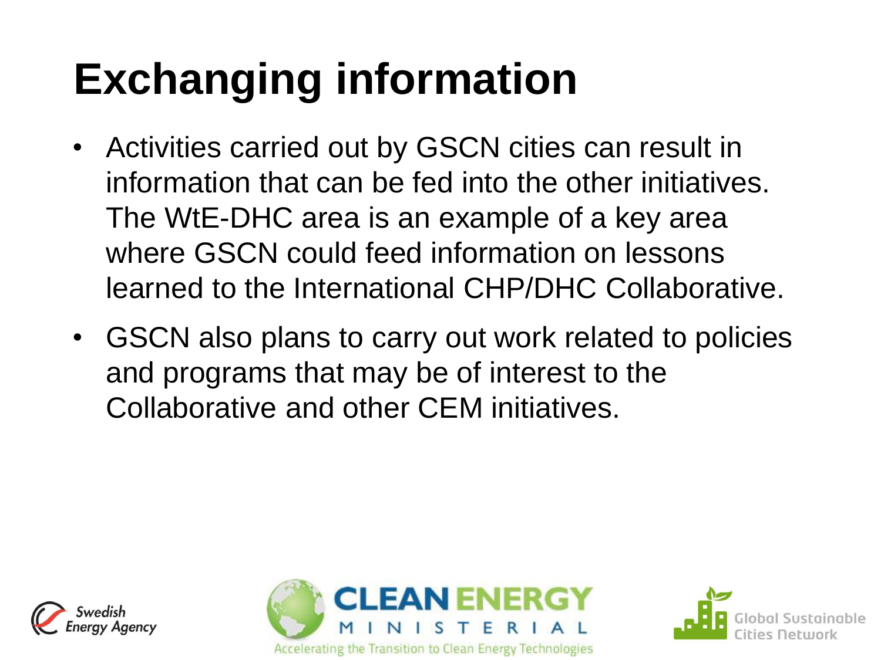# Exchanging information

- Activities carried out by GSCN cities can result in information that can be fed into the other initiatives. The WtE-DHC area is an example of a key area where GSCN could feed information on lessons learned to the International CHP/DHC Collaborative.
- GSCN also plans to carry out work related to policies and programs that may be of interest to the Collaborative and other CEM initiatives.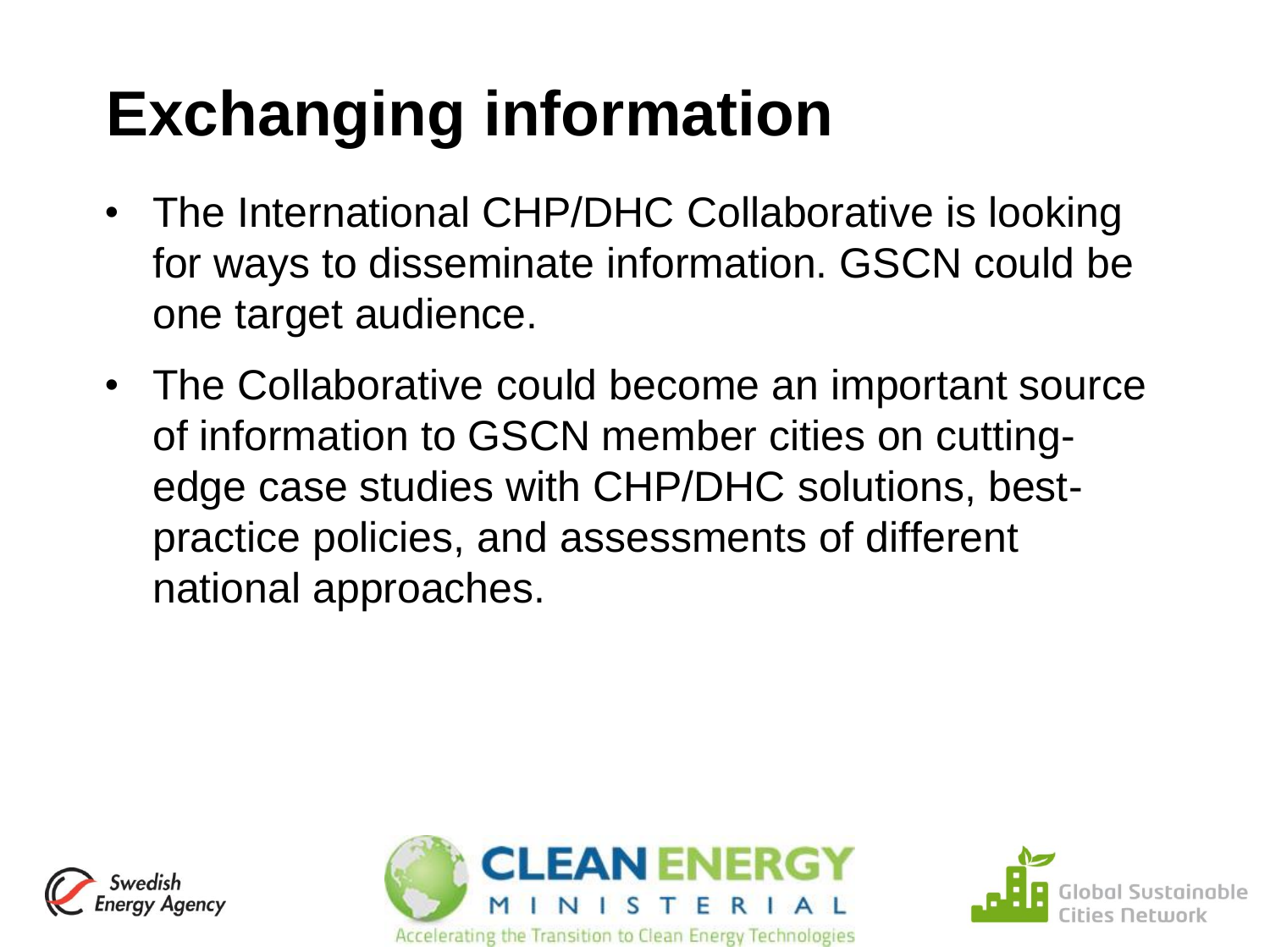# Exchanging information

- The International CHP/DHC Collaborative is looking for ways to disseminate information. GSCN could be one target audience.
- The Collaborative could become an important source of information to GSCN member cities on cutting-edge case studies with CHP/DHC solutions, best-practice policies, and assessments of different national approaches.

Swedish Energy Agency

CLEAN ENERGY MINISTERIAL
Accelerating the Transition to Clean Energy Technologies

Global Sustainable Cities Network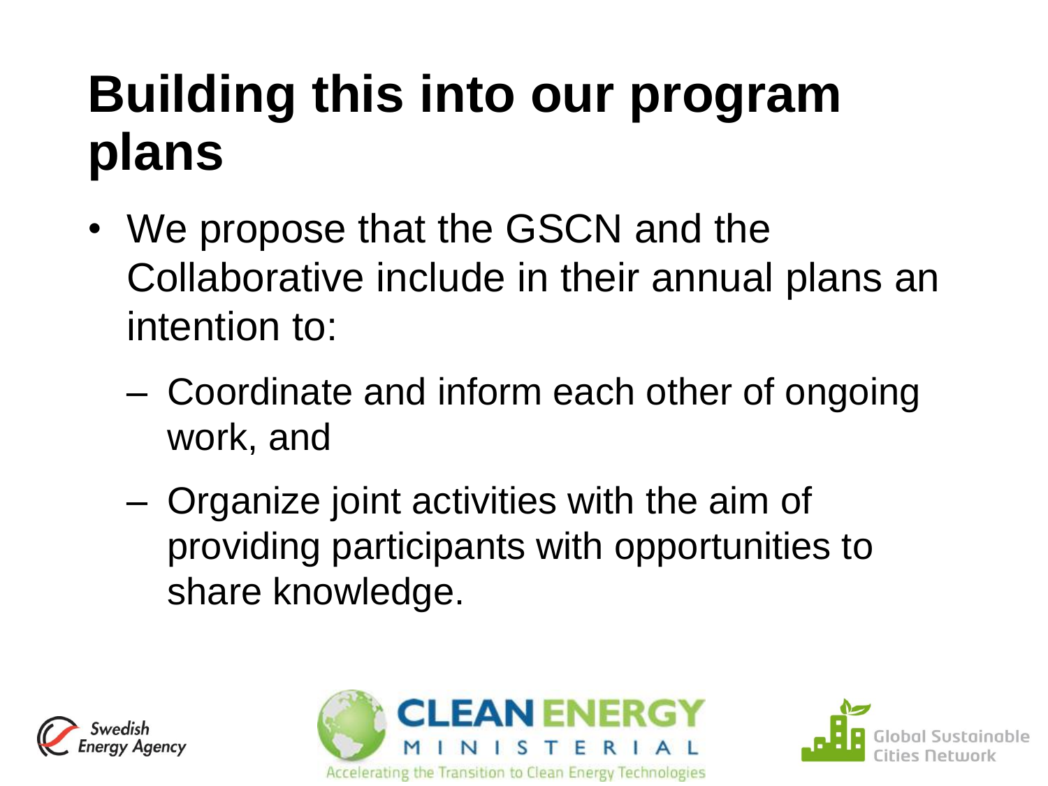# Building this into our program plans

- We propose that the GSCN and the Collaborative include in their annual plans an intention to:
  - Coordinate and inform each other of ongoing work, and
  - Organize joint activities with the aim of providing participants with opportunities to share knowledge.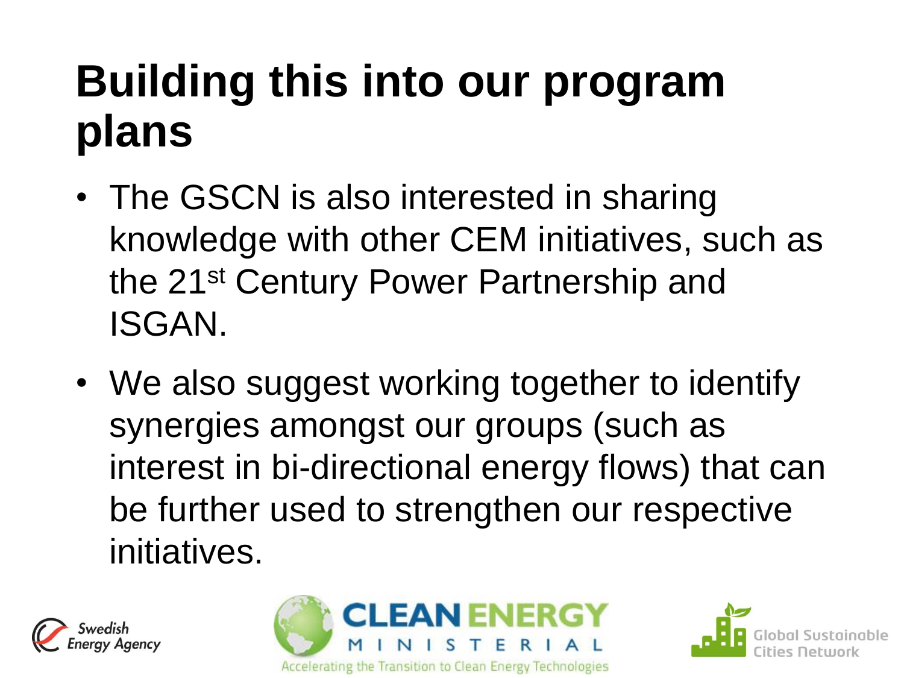# Building this into our program plans

- The GSCN is also interested in sharing knowledge with other CEM initiatives, such as the 21st Century Power Partnership and ISGAN.
- We also suggest working together to identify synergies amongst our groups (such as interest in bi-directional energy flows) that can be further used to strengthen our respective initiatives.

Swedish Energy Agency

CLEAN ENERGY MINISTERIAL
Accelerating the Transition to Clean Energy Technologies

Global Sustainable Cities Network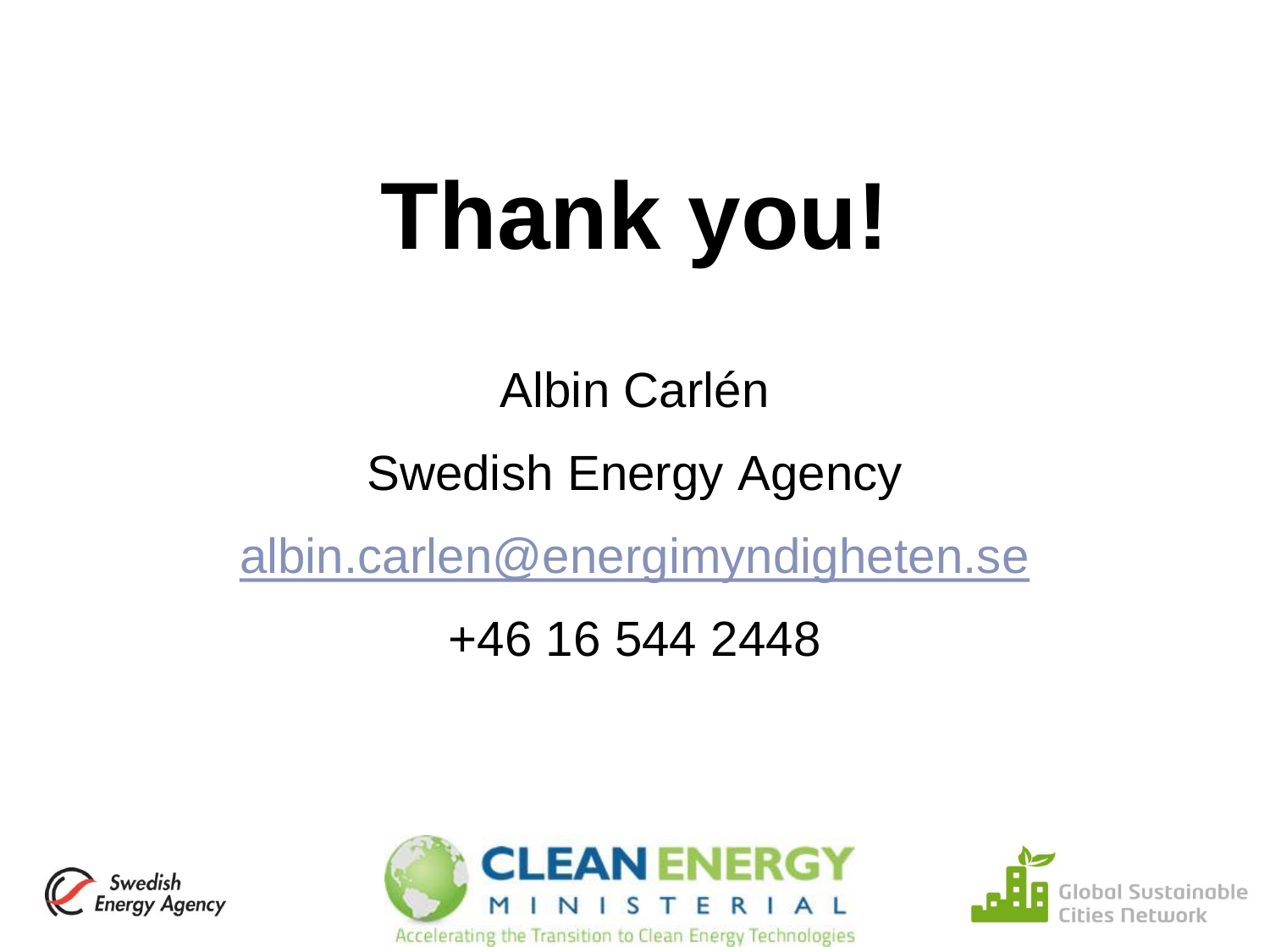# Thank you!

Albin Carlén

Swedish Energy Agency

albin.carlen@energimyndigheten.se

+46 16 544 2448